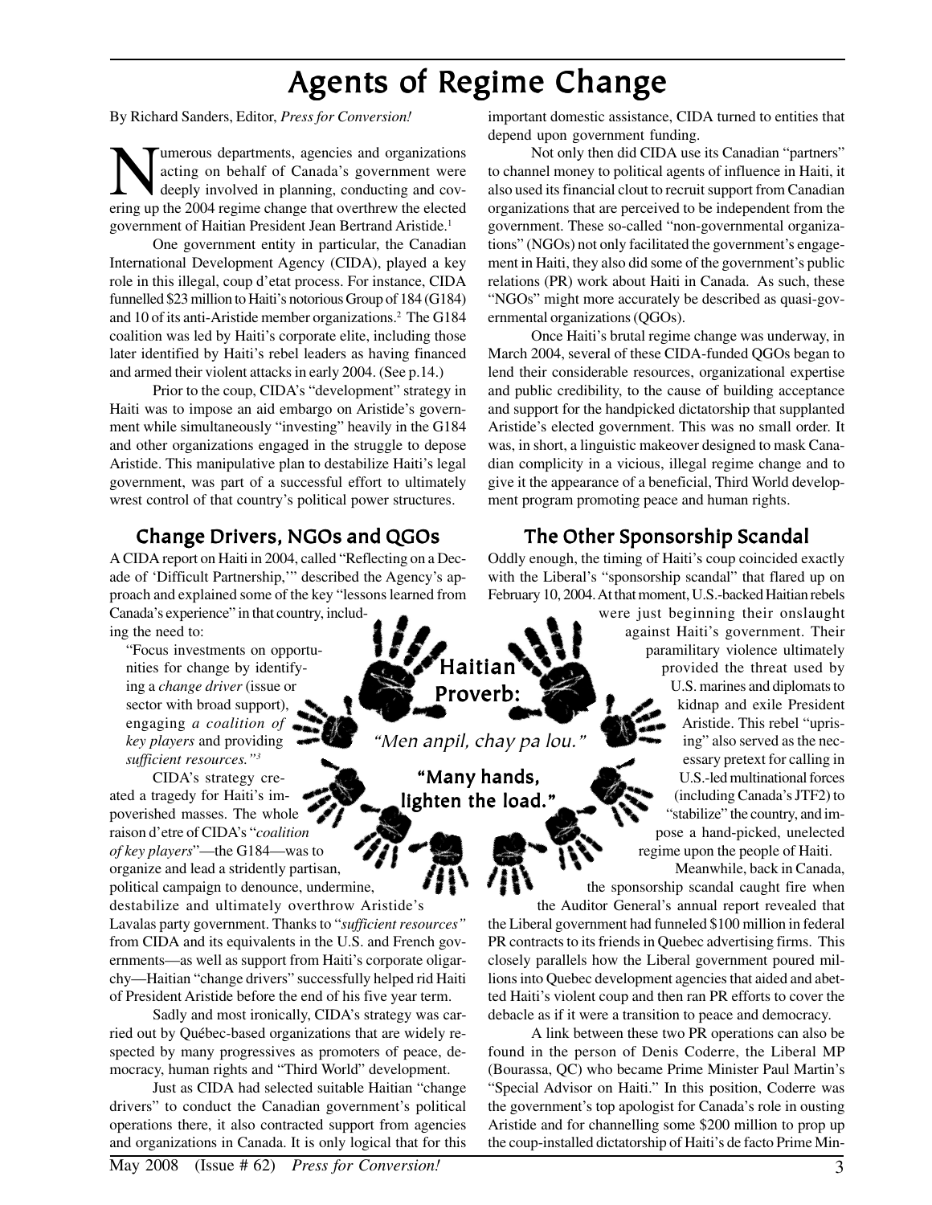# Agents of Regime Change

By Richard Sanders, Editor, *Press for Conversion!*

Numerous departments, agencies and organizations acting on behalf of Canada's government were deeply involved in planning, conducting and covering up the 2004 regime change that overthrew the elected government of Haitian President Jean Bertrand Aristide.[1]

One government entity in particular, the Canadian International Development Agency (CIDA), played a key role in this illegal, coup d'etat process. For instance, CIDA funnelled $23 million to Haiti's notorious Group of 184 (G184) and 10 of its anti-Aristide member organizations.[2] The G184 coalition was led by Haiti's corporate elite, including those later identified by Haiti's rebel leaders as having financed and armed their violent attacks in early 2004. (See p.14.)

Prior to the coup, CIDA's "development" strategy in Haiti was to impose an aid embargo on Aristide's government while simultaneously "investing" heavily in the G184 and other organizations engaged in the struggle to depose Aristide. This manipulative plan to destabilize Haiti's legal government, was part of a successful effort to ultimately wrest control of that country's political power structures.

## Change Drivers, NGOs and QGOs

A CIDA report on Haiti in 2004, called "Reflecting on a Decade of 'Difficult Partnership,'" described the Agency's approach and explained some of the key "lessons learned from Canada's experience" in that country, including the need to:

> "Focus investments on opportunities for change by identifying a *change driver* (issue or sector with broad support), engaging *a coalition of key players* and providing *sufficient resources."*[3]

CIDA's strategy created a tragedy for Haiti's impoverished masses. The whole raison d'etre of CIDA's "*coalition of key players*"—the G184—was to organize and lead a stridently partisan, political campaign to denounce, undermine, destabilize and ultimately overthrow Aristide's Lavalas party government. Thanks to "*sufficient resources"* from CIDA and its equivalents in the U.S. and French governments—as well as support from Haiti's corporate oligarchy—Haitian "change drivers" successfully helped rid Haiti of President Aristide before the end of his five year term.

Sadly and most ironically, CIDA's strategy was carried out by Québec-based organizations that are widely respected by many progressives as promoters of peace, democracy, human rights and "Third World" development.

Just as CIDA had selected suitable Haitian "change drivers" to conduct the Canadian government's political operations there, it also contracted support from agencies and organizations in Canada. It is only logical that for this important domestic assistance, CIDA turned to entities that depend upon government funding.

Not only then did CIDA use its Canadian "partners" to channel money to political agents of influence in Haiti, it also used its financial clout to recruit support from Canadian organizations that are perceived to be independent from the government. These so-called "non-governmental organizations" (NGOs) not only facilitated the government's engagement in Haiti, they also did some of the government's public relations (PR) work about Haiti in Canada. As such, these "NGOs" might more accurately be described as quasi-governmental organizations (QGOs).

Once Haiti's brutal regime change was underway, in March 2004, several of these CIDA-funded QGOs began to lend their considerable resources, organizational expertise and public credibility, to the cause of building acceptance and support for the handpicked dictatorship that supplanted Aristide's elected government. This was no small order. It was, in short, a linguistic makeover designed to mask Canadian complicity in a vicious, illegal regime change and to give it the appearance of a beneficial, Third World development program promoting peace and human rights.

**Haitian Proverb:**

*"Men anpil, chay pa lou."*

**"Many hands, lighten the load."**

## The Other Sponsorship Scandal

Oddly enough, the timing of Haiti's coup coincided exactly with the Liberal's "sponsorship scandal" that flared up on February 10, 2004. At that moment, U.S.-backed Haitian rebels were just beginning their onslaught against Haiti's government. Their paramilitary violence ultimately provided the threat used by U.S. marines and diplomats to kidnap and exile President Aristide. This rebel "uprising" also served as the necessary pretext for calling in U.S.-led multinational forces (including Canada's JTF2) to "stabilize" the country, and impose a hand-picked, unelected regime upon the people of Haiti.

Meanwhile, back in Canada, the sponsorship scandal caught fire when the Auditor General's annual report revealed that the Liberal government had funneled $100 million in federal PR contracts to its friends in Quebec advertising firms. This closely parallels how the Liberal government poured millions into Quebec development agencies that aided and abetted Haiti's violent coup and then ran PR efforts to cover the debacle as if it were a transition to peace and democracy.

A link between these two PR operations can also be found in the person of Denis Coderre, the Liberal MP (Bourassa, QC) who became Prime Minister Paul Martin's "Special Advisor on Haiti." In this position, Coderre was the government's top apologist for Canada's role in ousting Aristide and for channelling some $200 million to prop up the coup-installed dictatorship of Haiti's de facto Prime Min-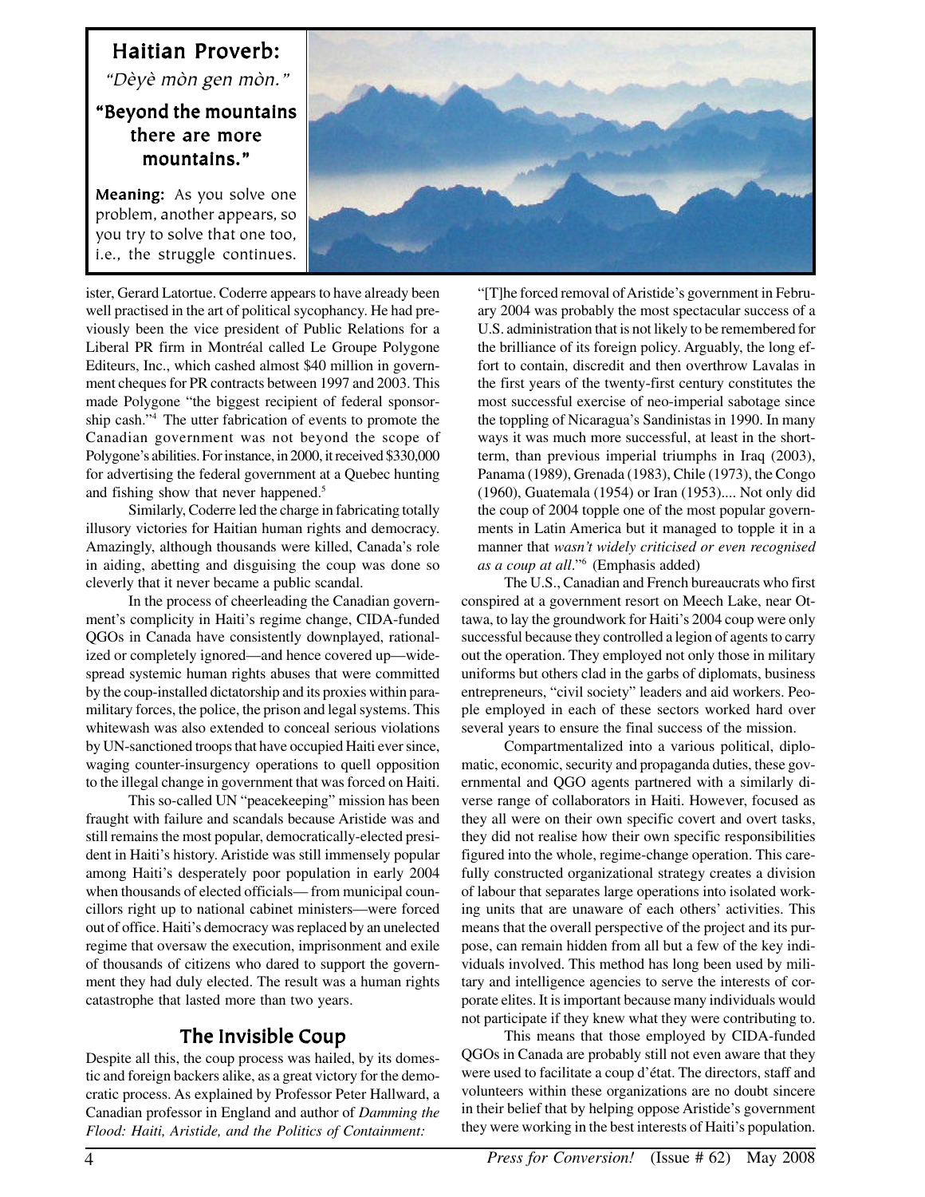**Haitian Proverb:**

*"Dèyè mòn gen mòn."*

**"Beyond the mountains there are more mountains."**

**Meaning:** As you solve one problem, another appears, so you try to solve that one too, i.e., the struggle continues.

ister, Gerard Latortue. Coderre appears to have already been well practised in the art of political sycophancy. He had previously been the vice president of Public Relations for a Liberal PR firm in Montréal called Le Groupe Polygone Editeurs, Inc., which cashed almost $40 million in government cheques for PR contracts between 1997 and 2003. This made Polygone "the biggest recipient of federal sponsorship cash."[4] The utter fabrication of events to promote the Canadian government was not beyond the scope of Polygone's abilities. For instance, in 2000, it received $330,000 for advertising the federal government at a Quebec hunting and fishing show that never happened.[5]

Similarly, Coderre led the charge in fabricating totally illusory victories for Haitian human rights and democracy. Amazingly, although thousands were killed, Canada's role in aiding, abetting and disguising the coup was done so cleverly that it never became a public scandal.

In the process of cheerleading the Canadian government's complicity in Haiti's regime change, CIDA-funded QGOs in Canada have consistently downplayed, rationalized or completely ignored—and hence covered up—widespread systemic human rights abuses that were committed by the coup-installed dictatorship and its proxies within paramilitary forces, the police, the prison and legal systems. This whitewash was also extended to conceal serious violations by UN-sanctioned troops that have occupied Haiti ever since, waging counter-insurgency operations to quell opposition to the illegal change in government that was forced on Haiti.

This so-called UN "peacekeeping" mission has been fraught with failure and scandals because Aristide was and still remains the most popular, democratically-elected president in Haiti's history. Aristide was still immensely popular among Haiti's desperately poor population in early 2004 when thousands of elected officials— from municipal councillors right up to national cabinet ministers—were forced out of office. Haiti's democracy was replaced by an unelected regime that oversaw the execution, imprisonment and exile of thousands of citizens who dared to support the government they had duly elected. The result was a human rights catastrophe that lasted more than two years.

## The Invisible Coup

Despite all this, the coup process was hailed, by its domestic and foreign backers alike, as a great victory for the democratic process. As explained by Professor Peter Hallward, a Canadian professor in England and author of *Damming the Flood: Haiti, Aristide, and the Politics of Containment:*

"[T]he forced removal of Aristide's government in February 2004 was probably the most spectacular success of a U.S. administration that is not likely to be remembered for the brilliance of its foreign policy. Arguably, the long effort to contain, discredit and then overthrow Lavalas in the first years of the twenty-first century constitutes the most successful exercise of neo-imperial sabotage since the toppling of Nicaragua's Sandinistas in 1990. In many ways it was much more successful, at least in the short-term, than previous imperial triumphs in Iraq (2003), Panama (1989), Grenada (1983), Chile (1973), the Congo (1960), Guatemala (1954) or Iran (1953).... Not only did the coup of 2004 topple one of the most popular governments in Latin America but it managed to topple it in a manner that *wasn't widely criticised or even recognised as a coup at all*."[6] (Emphasis added)

The U.S., Canadian and French bureaucrats who first conspired at a government resort on Meech Lake, near Ottawa, to lay the groundwork for Haiti's 2004 coup were only successful because they controlled a legion of agents to carry out the operation. They employed not only those in military uniforms but others clad in the garbs of diplomats, business entrepreneurs, "civil society" leaders and aid workers. People employed in each of these sectors worked hard over several years to ensure the final success of the mission.

Compartmentalized into a various political, diplomatic, economic, security and propaganda duties, these governmental and QGO agents partnered with a similarly diverse range of collaborators in Haiti. However, focused as they all were on their own specific covert and overt tasks, they did not realise how their own specific responsibilities figured into the whole, regime-change operation. This carefully constructed organizational strategy creates a division of labour that separates large operations into isolated working units that are unaware of each others' activities. This means that the overall perspective of the project and its purpose, can remain hidden from all but a few of the key individuals involved. This method has long been used by military and intelligence agencies to serve the interests of corporate elites. It is important because many individuals would not participate if they knew what they were contributing to.

This means that those employed by CIDA-funded QGOs in Canada are probably still not even aware that they were used to facilitate a coup d'état. The directors, staff and volunteers within these organizations are no doubt sincere in their belief that by helping oppose Aristide's government they were working in the best interests of Haiti's population.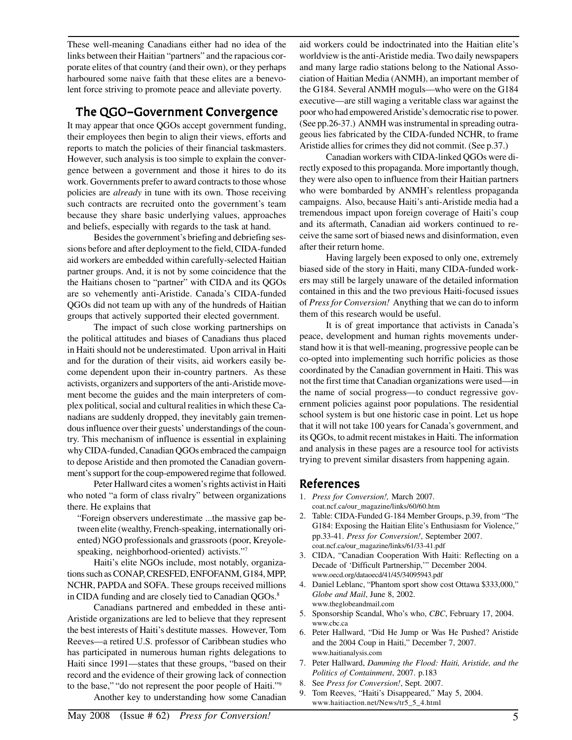These well-meaning Canadians either had no idea of the links between their Haitian "partners" and the rapacious corporate elites of that country (and their own), or they perhaps harboured some naive faith that these elites are a benevolent force striving to promote peace and alleviate poverty.

## The QGO–Government Convergence

It may appear that once QGOs accept government funding, their employees then begin to align their views, efforts and reports to match the policies of their financial taskmasters. However, such analysis is too simple to explain the convergence between a government and those it hires to do its work. Governments prefer to award contracts to those whose policies are *already* in tune with its own. Those receiving such contracts are recruited onto the government's team because they share basic underlying values, approaches and beliefs, especially with regards to the task at hand.

Besides the government's briefing and debriefing sessions before and after deployment to the field, CIDA-funded aid workers are embedded within carefully-selected Haitian partner groups. And, it is not by some coincidence that the Haitians chosen to "partner" with CIDA and its QGOs are so vehemently anti-Aristide. Canada's CIDA-funded QGOs did not team up with any of the hundreds of Haitian groups that actively supported their elected government.

The impact of such close working partnerships on the political attitudes and biases of Canadians thus placed in Haiti should not be underestimated. Upon arrival in Haiti and for the duration of their visits, aid workers easily become dependent upon their in-country partners. As these activists, organizers and supporters of the anti-Aristide movement become the guides and the main interpreters of complex political, social and cultural realities in which these Canadians are suddenly dropped, they inevitably gain tremendous influence over their guests' understandings of the country. This mechanism of influence is essential in explaining why CIDA-funded, Canadian QGOs embraced the campaign to depose Aristide and then promoted the Canadian government's support for the coup-empowered regime that followed.

Peter Hallward cites a women's rights activist in Haiti who noted "a form of class rivalry" between organizations there. He explains that

> "Foreign observers underestimate ...the massive gap between elite (wealthy, French-speaking, internationally oriented) NGO professionals and grassroots (poor, Kreyole-speaking, neighborhood-oriented) activists."[7]

Haiti's elite NGOs include, most notably, organizations such as CONAP, CRESFED, ENFOFANM, G184, MPP, NCHR, PAPDA and SOFA. These groups received millions in CIDA funding and are closely tied to Canadian QGOs.[8]

Canadians partnered and embedded in these anti-Aristide organizations are led to believe that they represent the best interests of Haiti's destitute masses. However, Tom Reeves—a retired U.S. professor of Caribbean studies who has participated in numerous human rights delegations to Haiti since 1991—states that these groups, "based on their record and the evidence of their growing lack of connection to the base," "do not represent the poor people of Haiti."[9]

Another key to understanding how some Canadian aid workers could be indoctrinated into the Haitian elite's worldview is the anti-Aristide media. Two daily newspapers and many large radio stations belong to the National Association of Haitian Media (ANMH), an important member of the G184. Several ANMH moguls—who were on the G184 executive—are still waging a veritable class war against the poor who had empowered Aristide's democratic rise to power. (See pp.26-37.) ANMH was instrumental in spreading outrageous lies fabricated by the CIDA-funded NCHR, to frame Aristide allies for crimes they did not commit. (See p.37.)

Canadian workers with CIDA-linked QGOs were directly exposed to this propaganda. More importantly though, they were also open to influence from their Haitian partners who were bombarded by ANMH's relentless propaganda campaigns. Also, because Haiti's anti-Aristide media had a tremendous impact upon foreign coverage of Haiti's coup and its aftermath, Canadian aid workers continued to receive the same sort of biased news and disinformation, even after their return home.

Having largely been exposed to only one, extremely biased side of the story in Haiti, many CIDA-funded workers may still be largely unaware of the detailed information contained in this and the two previous Haiti-focused issues of *Press for Conversion!* Anything that we can do to inform them of this research would be useful.

It is of great importance that activists in Canada's peace, development and human rights movements understand how it is that well-meaning, progressive people can be co-opted into implementing such horrific policies as those coordinated by the Canadian government in Haiti. This was not the first time that Canadian organizations were used—in the name of social progress—to conduct regressive government policies against poor populations. The residential school system is but one historic case in point. Let us hope that it will not take 100 years for Canada's government, and its QGOs, to admit recent mistakes in Haiti. The information and analysis in these pages are a resource tool for activists trying to prevent similar disasters from happening again.

## References

1. *Press for Conversion!,* March 2007. coat.ncf.ca/our_magazine/links/60/60.htm
2. Table: CIDA-Funded G-184 Member Groups, p.39, from "The G184: Exposing the Haitian Elite's Enthusiasm for Violence," pp.33-41. *Press for Conversion!*, September 2007. coat.ncf.ca/our_magazine/links/61/33-41.pdf
3. CIDA, "Canadian Cooperation With Haiti: Reflecting on a Decade of 'Difficult Partnership,'" December 2004. www.oecd.org/dataoecd/41/45/34095943.pdf
4. Daniel Leblanc, "Phantom sport show cost Ottawa $333,000," *Globe and Mail*, June 8, 2002. www.theglobeandmail.com
5. Sponsorship Scandal, Who's who, *CBC*, February 17, 2004. www.cbc.ca
6. Peter Hallward, "Did He Jump or Was He Pushed? Aristide and the 2004 Coup in Haiti," December 7, 2007. www.haitianalysis.com
7. Peter Hallward, *Damming the Flood: Haiti, Aristide, and the Politics of Containment*, 2007. p.183
8. See *Press for Conversion!*, Sept. 2007.
9. Tom Reeves, "Haiti's Disappeared," May 5, 2004. www.haitiaction.net/News/tr5_5_4.html